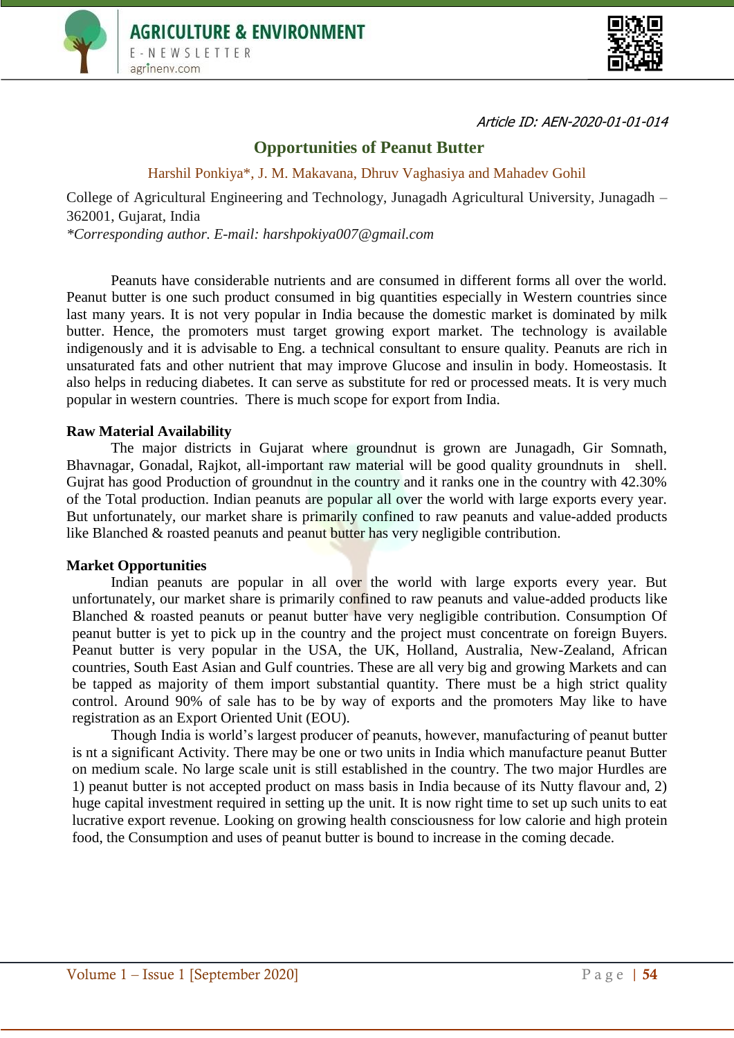Article ID: AEN-2020-01-01-014

# Opportunities of Peanut Butter

Harshil Ponkiya*, J. M. Makavana, Dhruv Vaghasiya and Mahadev Gohil

College of Agricultural Engineering and Technology, Junagadh Agricultural University, Junagadh – 362001, Gujarat, India

*\*Corresponding author. E-mail: harshpokiya007@gmail.com*

Peanuts have considerable nutrients and are consumed in different forms all over the world. Peanut butter is one such product consumed in big quantities especially in Western countries since last many years. It is not very popular in India because the domestic market is dominated by milk butter. Hence, the promoters must target growing export market. The technology is available indigenously and it is advisable to Eng. a technical consultant to ensure quality. Peanuts are rich in unsaturated fats and other nutrient that may improve Glucose and insulin in body. Homeostasis. It also helps in reducing diabetes. It can serve as substitute for red or processed meats. It is very much popular in western countries. There is much scope for export from India.

## Raw Material Availability

The major districts in Gujarat where groundnut is grown are Junagadh, Gir Somnath, Bhavnagar, Gonadal, Rajkot, all-important raw material will be good quality groundnuts in shell. Gujrat has good Production of groundnut in the country and it ranks one in the country with 42.30% of the Total production. Indian peanuts are popular all over the world with large exports every year. But unfortunately, our market share is primarily confined to raw peanuts and value-added products like Blanched & roasted peanuts and peanut butter has very negligible contribution.

## Market Opportunities

Indian peanuts are popular in all over the world with large exports every year. But unfortunately, our market share is primarily confined to raw peanuts and value-added products like Blanched & roasted peanuts or peanut butter have very negligible contribution. Consumption Of peanut butter is yet to pick up in the country and the project must concentrate on foreign Buyers. Peanut butter is very popular in the USA, the UK, Holland, Australia, New-Zealand, African countries, South East Asian and Gulf countries. These are all very big and growing Markets and can be tapped as majority of them import substantial quantity. There must be a high strict quality control. Around 90% of sale has to be by way of exports and the promoters May like to have registration as an Export Oriented Unit (EOU).

Though India is world's largest producer of peanuts, however, manufacturing of peanut butter is nt a significant Activity. There may be one or two units in India which manufacture peanut Butter on medium scale. No large scale unit is still established in the country. The two major Hurdles are 1) peanut butter is not accepted product on mass basis in India because of its Nutty flavour and, 2) huge capital investment required in setting up the unit. It is now right time to set up such units to eat lucrative export revenue. Looking on growing health consciousness for low calorie and high protein food, the Consumption and uses of peanut butter is bound to increase in the coming decade.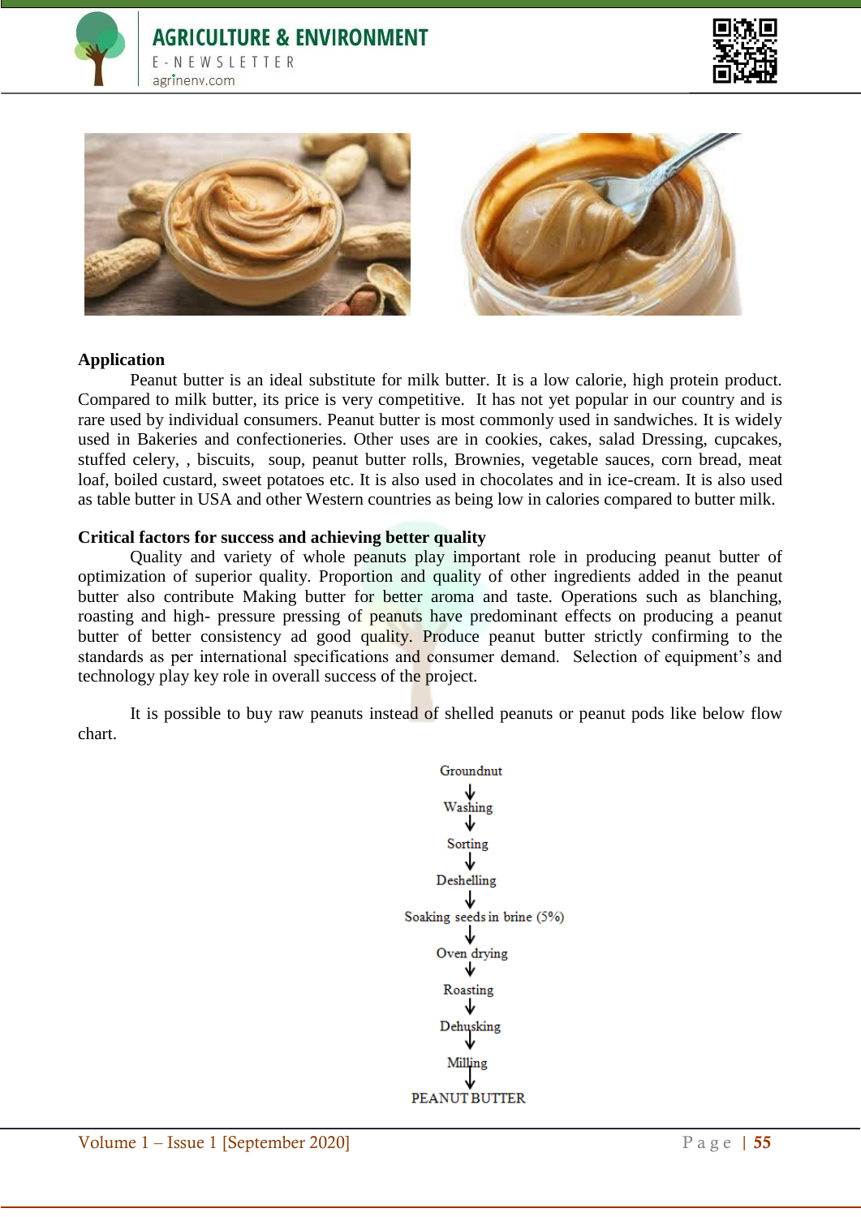## Application

Peanut butter is an ideal substitute for milk butter. It is a low calorie, high protein product. Compared to milk butter, its price is very competitive. It has not yet popular in our country and is rare used by individual consumers. Peanut butter is most commonly used in sandwiches. It is widely used in Bakeries and confectioneries. Other uses are in cookies, cakes, salad Dressing, cupcakes, stuffed celery, , biscuits, soup, peanut butter rolls, Brownies, vegetable sauces, corn bread, meat loaf, boiled custard, sweet potatoes etc. It is also used in chocolates and in ice-cream. It is also used as table butter in USA and other Western countries as being low in calories compared to butter milk.

## Critical factors for success and achieving better quality

Quality and variety of whole peanuts play important role in producing peanut butter of optimization of superior quality. Proportion and quality of other ingredients added in the peanut butter also contribute Making butter for better aroma and taste. Operations such as blanching, roasting and high- pressure pressing of peanuts have predominant effects on producing a peanut butter of better consistency ad good quality. Produce peanut butter strictly confirming to the standards as per international specifications and consumer demand. Selection of equipment's and technology play key role in overall success of the project.

It is possible to buy raw peanuts instead of shelled peanuts or peanut pods like below flow chart.

Groundnut
↓
Washing
↓
Sorting
↓
Deshelling
↓
Soaking seeds in brine (5%)
↓
Oven drying
↓
Roasting
↓
Dehusking
↓
Milling
↓
PEANUT BUTTER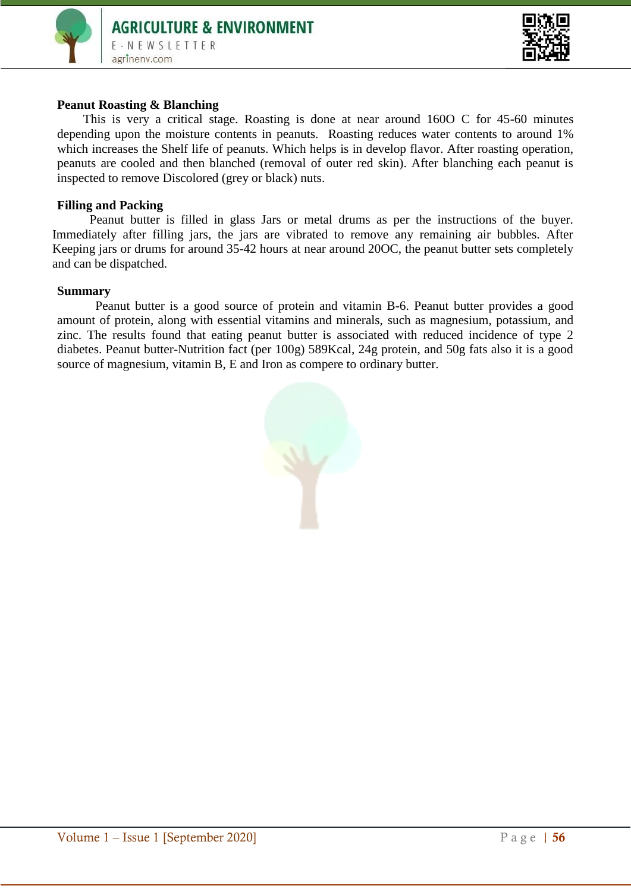### Peanut Roasting & Blanching

This is very a critical stage. Roasting is done at near around 160O C for 45-60 minutes depending upon the moisture contents in peanuts. Roasting reduces water contents to around 1% which increases the Shelf life of peanuts. Which helps is in develop flavor. After roasting operation, peanuts are cooled and then blanched (removal of outer red skin). After blanching each peanut is inspected to remove Discolored (grey or black) nuts.

### Filling and Packing

Peanut butter is filled in glass Jars or metal drums as per the instructions of the buyer. Immediately after filling jars, the jars are vibrated to remove any remaining air bubbles. After Keeping jars or drums for around 35-42 hours at near around 20OC, the peanut butter sets completely and can be dispatched.

### Summary

Peanut butter is a good source of protein and vitamin B-6. Peanut butter provides a good amount of protein, along with essential vitamins and minerals, such as magnesium, potassium, and zinc. The results found that eating peanut butter is associated with reduced incidence of type 2 diabetes. Peanut butter-Nutrition fact (per 100g) 589Kcal, 24g protein, and 50g fats also it is a good source of magnesium, vitamin B, E and Iron as compere to ordinary butter.